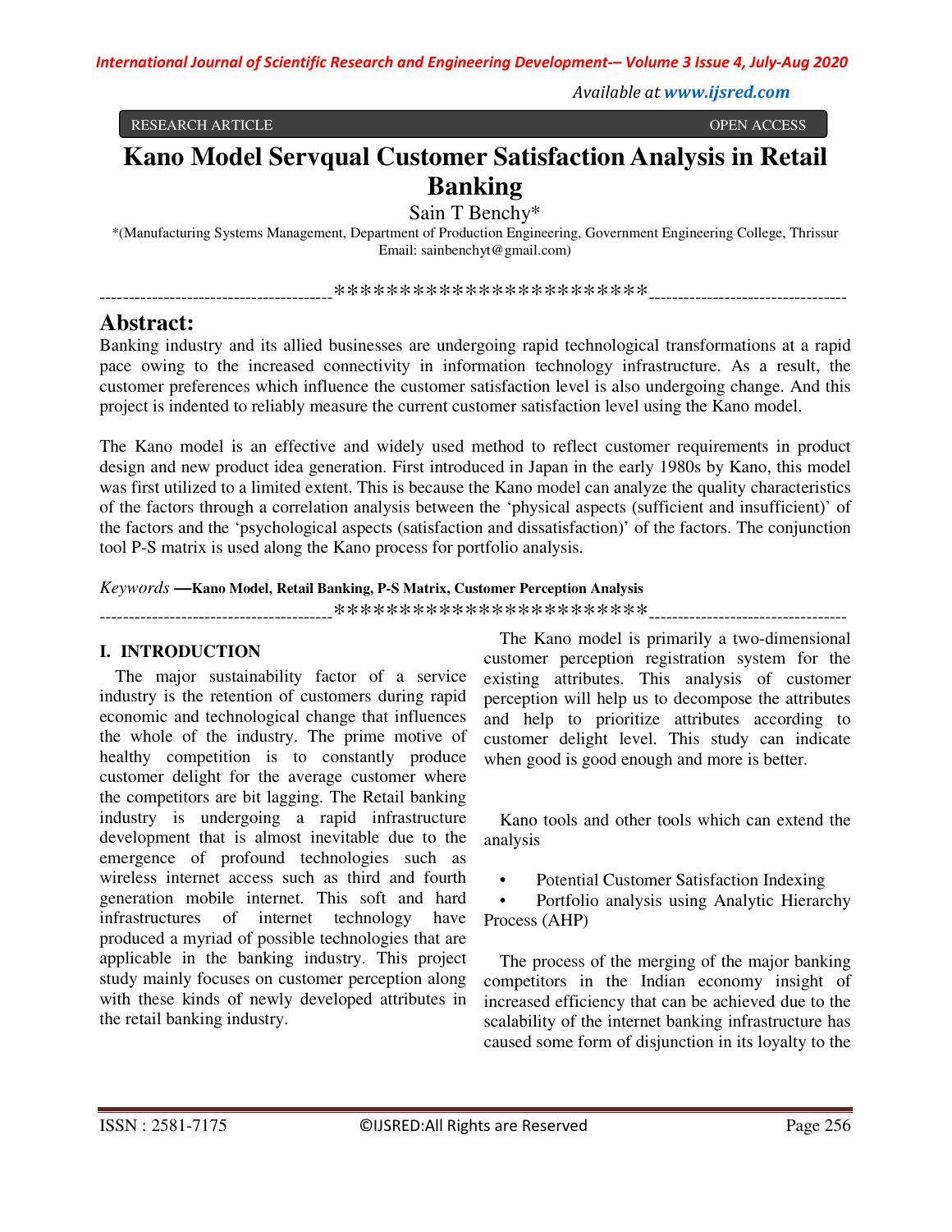RESEARCH ARTICLE OPEN ACCESS

# Kano Model Servqual Customer Satisfaction Analysis in Retail Banking

Sain T Benchy*

*(Manufacturing Systems Management, Department of Production Engineering, Government Engineering College, Thrissur
Email: sainbenchyt@gmail.com)

----------------------------------------************************----------------------------------

## Abstract:

Banking industry and its allied businesses are undergoing rapid technological transformations at a rapid pace owing to the increased connectivity in information technology infrastructure. As a result, the customer preferences which influence the customer satisfaction level is also undergoing change. And this project is indented to reliably measure the current customer satisfaction level using the Kano model.

The Kano model is an effective and widely used method to reflect customer requirements in product design and new product idea generation. First introduced in Japan in the early 1980s by Kano, this model was first utilized to a limited extent. This is because the Kano model can analyze the quality characteristics of the factors through a correlation analysis between the 'physical aspects (sufficient and insufficient)' of the factors and the 'psychological aspects (satisfaction and dissatisfaction)' of the factors. The conjunction tool P-S matrix is used along the Kano process for portfolio analysis.

*Keywords* **—Kano Model, Retail Banking, P-S Matrix, Customer Perception Analysis**

----------------------------------------************************----------------------------------

## I. INTRODUCTION

The major sustainability factor of a service industry is the retention of customers during rapid economic and technological change that influences the whole of the industry. The prime motive of healthy competition is to constantly produce customer delight for the average customer where the competitors are bit lagging. The Retail banking industry is undergoing a rapid infrastructure development that is almost inevitable due to the emergence of profound technologies such as wireless internet access such as third and fourth generation mobile internet. This soft and hard infrastructures of internet technology have produced a myriad of possible technologies that are applicable in the banking industry. This project study mainly focuses on customer perception along with these kinds of newly developed attributes in the retail banking industry.

The Kano model is primarily a two-dimensional customer perception registration system for the existing attributes. This analysis of customer perception will help us to decompose the attributes and help to prioritize attributes according to customer delight level. This study can indicate when good is good enough and more is better.

Kano tools and other tools which can extend the analysis

- Potential Customer Satisfaction Indexing
- Portfolio analysis using Analytic Hierarchy Process (AHP)

The process of the merging of the major banking competitors in the Indian economy insight of increased efficiency that can be achieved due to the scalability of the internet banking infrastructure has caused some form of disjunction in its loyalty to the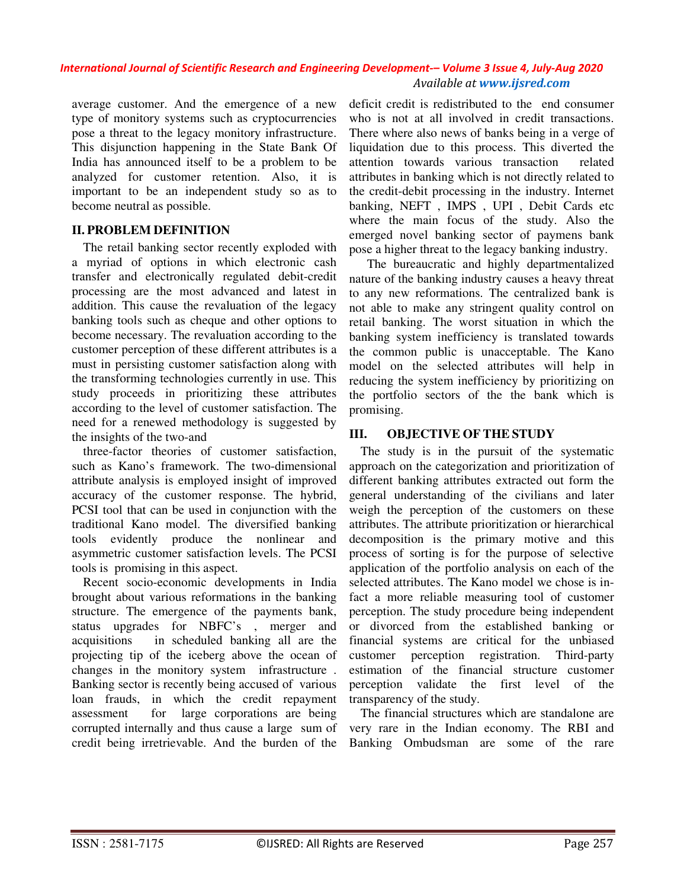average customer. And the emergence of a new type of monitory systems such as cryptocurrencies pose a threat to the legacy monitory infrastructure. This disjunction happening in the State Bank Of India has announced itself to be a problem to be analyzed for customer retention. Also, it is important to be an independent study so as to become neutral as possible.

## II. PROBLEM DEFINITION

The retail banking sector recently exploded with a myriad of options in which electronic cash transfer and electronically regulated debit-credit processing are the most advanced and latest in addition. This cause the revaluation of the legacy banking tools such as cheque and other options to become necessary. The revaluation according to the customer perception of these different attributes is a must in persisting customer satisfaction along with the transforming technologies currently in use. This study proceeds in prioritizing these attributes according to the level of customer satisfaction. The need for a renewed methodology is suggested by the insights of the two-and

three-factor theories of customer satisfaction, such as Kano's framework. The two-dimensional attribute analysis is employed insight of improved accuracy of the customer response. The hybrid, PCSI tool that can be used in conjunction with the traditional Kano model. The diversified banking tools evidently produce the nonlinear and asymmetric customer satisfaction levels. The PCSI tools is promising in this aspect.

Recent socio-economic developments in India brought about various reformations in the banking structure. The emergence of the payments bank, status upgrades for NBFC's , merger and acquisitions in scheduled banking all are the projecting tip of the iceberg above the ocean of changes in the monitory system infrastructure . Banking sector is recently being accused of various loan frauds, in which the credit repayment assessment for large corporations are being corrupted internally and thus cause a large sum of credit being irretrievable. And the burden of the deficit credit is redistributed to the end consumer who is not at all involved in credit transactions. There where also news of banks being in a verge of liquidation due to this process. This diverted the attention towards various transaction related attributes in banking which is not directly related to the credit-debit processing in the industry. Internet banking, NEFT , IMPS , UPI , Debit Cards etc where the main focus of the study. Also the emerged novel banking sector of paymens bank pose a higher threat to the legacy banking industry.

The bureaucratic and highly departmentalized nature of the banking industry causes a heavy threat to any new reformations. The centralized bank is not able to make any stringent quality control on retail banking. The worst situation in which the banking system inefficiency is translated towards the common public is unacceptable. The Kano model on the selected attributes will help in reducing the system inefficiency by prioritizing on the portfolio sectors of the the bank which is promising.

## III. OBJECTIVE OF THE STUDY

The study is in the pursuit of the systematic approach on the categorization and prioritization of different banking attributes extracted out form the general understanding of the civilians and later weigh the perception of the customers on these attributes. The attribute prioritization or hierarchical decomposition is the primary motive and this process of sorting is for the purpose of selective application of the portfolio analysis on each of the selected attributes. The Kano we chose is in-fact a more reliable measuring tool of customer perception. The study procedure being independent or divorced from the established banking or financial systems are critical for the unbiased customer perception registration. Third-party estimation of the financial structure customer perception validate the first level of the transparency of the study.

The financial structures which are standalone are very rare in the Indian economy. The RBI and Banking Ombudsman are some of the rare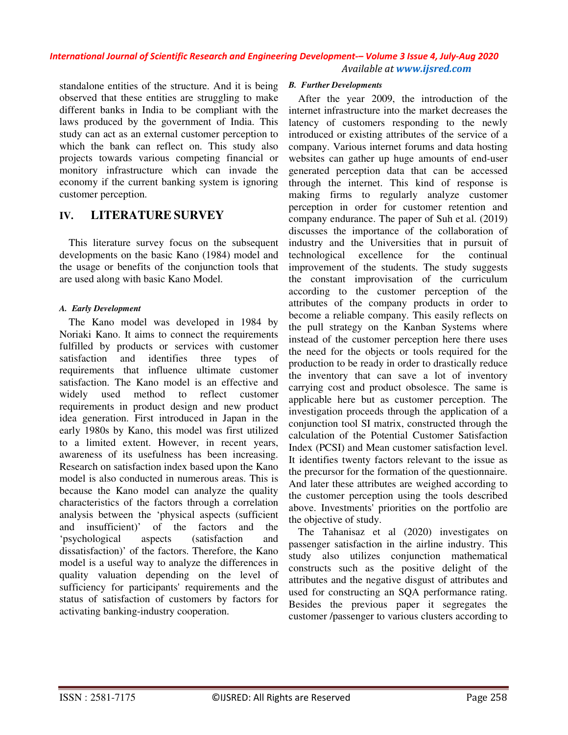standalone entities of the structure. And it is being observed that these entities are struggling to make different banks in India to be compliant with the laws produced by the government of India. This study can act as an external customer perception to which the bank can reflect on. This study also projects towards various competing financial or monitory infrastructure which can invade the economy if the current banking system is ignoring customer perception.

## IV. LITERATURE SURVEY

This literature survey focus on the subsequent developments on the basic Kano (1984) model and the usage or benefits of the conjunction tools that are used along with basic Kano Model.

### *A. Early Development*

The Kano model was developed in 1984 by Noriaki Kano. It aims to connect the requirements fulfilled by products or services with customer satisfaction and identifies three types of requirements that influence ultimate customer satisfaction. The Kano model is an effective and widely used method to reflect customer requirements in product design and new product idea generation. First introduced in Japan in the early 1980s by Kano, this model was first utilized to a limited extent. However, in recent years, awareness of its usefulness has been increasing. Research on satisfaction index based upon the Kano model is also conducted in numerous areas. This is because the Kano model can analyze the quality characteristics of the factors through a correlation analysis between the 'physical aspects (sufficient and insufficient)' of the factors and the 'psychological aspects (satisfaction and dissatisfaction)' of the factors. Therefore, the Kano model is a useful way to analyze the differences in quality valuation depending on the level of sufficiency for participants' requirements and the status of satisfaction of customers by factors for activating banking-industry cooperation.

### *B. Further Developments*

After the year 2009, the introduction of the internet infrastructure into the market decreases the latency of customers responding to the newly introduced or existing attributes of the service of a company. Various internet forums and data hosting websites can gather up huge amounts of end-user generated perception data that can be accessed through the internet. This kind of response is making firms to regularly analyze customer perception in order for customer retention and company endurance. The paper of Suh et al. (2019) discusses the importance of the collaboration of industry and the Universities that in pursuit of technological excellence for the continual improvement of the students. The study suggests the constant improvisation of the curriculum according to the customer perception of the attributes of the company products in order to become a reliable company. This easily reflects on the pull strategy on the Kanban Systems where instead of the customer perception here there uses the need for the objects or tools required for the production to be ready in order to drastically reduce the inventory that can save a lot of inventory carrying cost and product obsolesce. The same is applicable here but as customer perception. The investigation proceeds through the application of a conjunction tool SI matrix, constructed through the calculation of the Potential Customer Satisfaction Index (PCSI) and Mean customer satisfaction level. It identifies twenty factors relevant to the issue as the precursor for the formation of the questionnaire. And later these attributes are weighed according to the customer perception using the tools described above. Investments' priorities on the portfolio are the objective of study.

The Tahanisaz et al (2020) investigates on passenger satisfaction in the airline industry. This study also utilizes conjunction mathematical constructs such as the positive delight of the attributes and the negative disgust of attributes and used for constructing an SQA performance rating. Besides the previous paper it segregates the customer /passenger to various clusters according to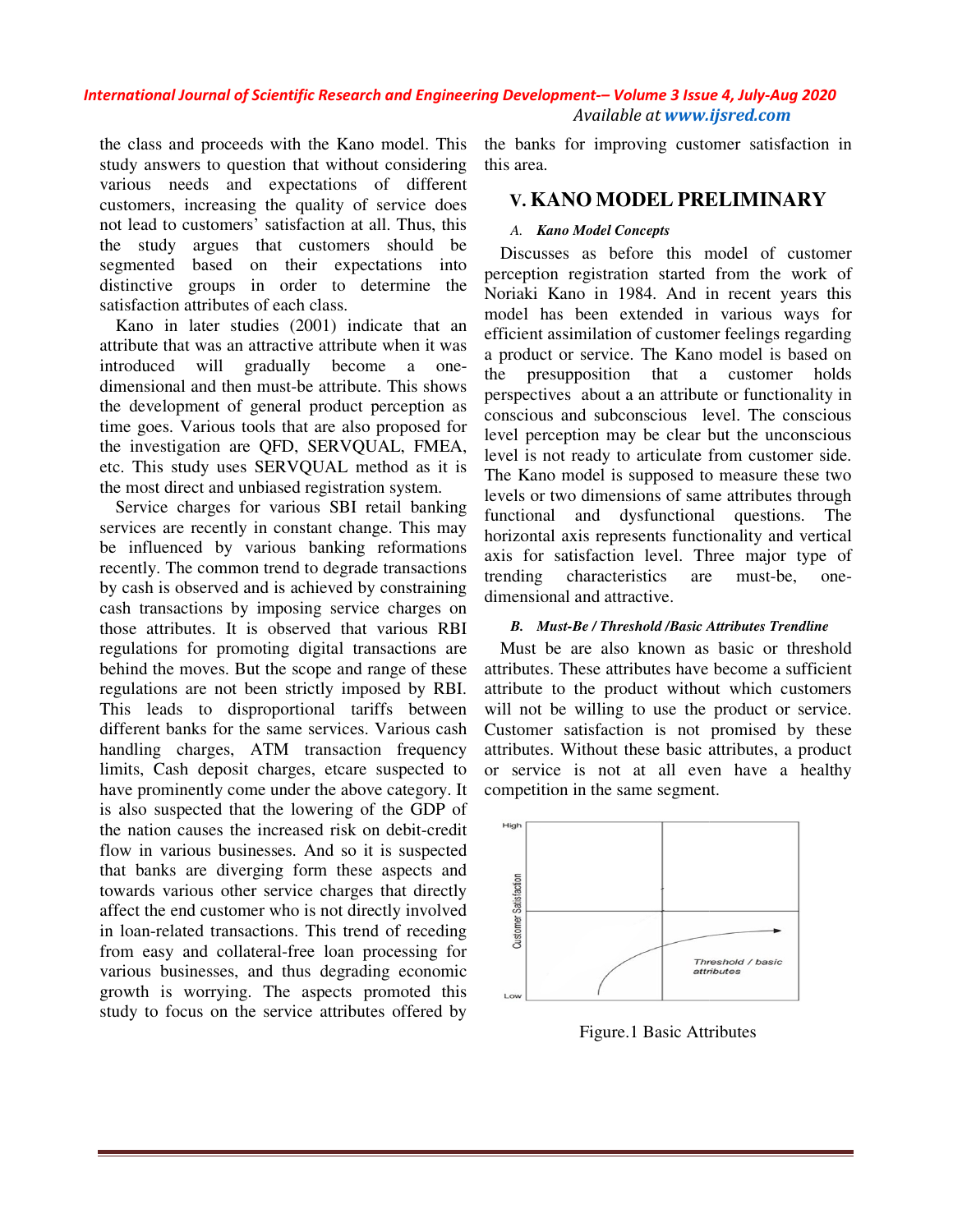the class and proceeds with the Kano model. This study answers to question that without considering various needs and expectations of different customers, increasing the quality of service does not lead to customers' satisfaction at all. Thus, this the study argues that customers should be segmented based on their expectations into distinctive groups in order to determine the satisfaction attributes of each class.

Kano in later studies (2001) indicate that an attribute that was an attractive attribute when it was introduced will gradually become a one-dimensional and then must-be attribute. This shows the development of general product perception as time goes. Various tools that are also proposed for the investigation are QFD, SERVQUAL, FMEA, etc. This study uses SERVQUAL method as it is the most direct and unbiased registration system.

Service charges for various SBI retail banking services are recently in constant change. This may be influenced by various banking reformations recently. The common trend to degrade transactions by cash is observed and is achieved by constraining cash transactions by imposing service charges on those attributes. It is observed that various RBI regulations for promoting digital transactions are behind the moves. But the scope and range of these regulations are not been strictly imposed by RBI. This leads to disproportional tariffs between different banks for the same services. Various cash handling charges, ATM transaction frequency limits, Cash deposit charges, etcare suspected to have prominently come under the above category. It is also suspected that the lowering of the GDP of the nation causes the increased risk on debit-credit flow in various businesses. And so it is suspected that banks are diverging form these aspects and towards various other service charges that directly affect the end customer who is not directly involved in loan-related transactions. This trend of receding from easy and collateral-free loan processing for various businesses, and thus degrading economic growth is worrying. The aspects promoted this study to focus on the service attributes offered by the banks for improving customer satisfaction in this area.

## V. KANO MODEL PRELIMINARY

### A. *Kano Model Concepts*

Discusses as before this model of customer perception registration started from the work of Noriaki Kano in 1984. And in recent years this model has been extended in various ways for efficient assimilation of customer feelings regarding a product or service. The Kano model is based on the presupposition that a customer holds perspectives about a an attribute or functionality in conscious and subconscious level. The conscious level perception may be clear but the unconscious level is not ready to articulate from customer side. The Kano model is supposed to measure these two levels or two dimensions of same attributes through functional and dysfunctional questions. The horizontal axis represents functionality and vertical axis for satisfaction level. Three major type of trending characteristics are must-be, one-dimensional and attractive.

### B. *Must-Be / Threshold /Basic Attributes Trendline*

Must be are also known as basic or threshold attributes. These attributes have become a sufficient attribute to the product without which customers will not be willing to use the product or service. Customer satisfaction is not promised by these attributes. Without these basic attributes, a product or service is not at all even have a healthy competition in the same segment.

Figure.1 Basic Attributes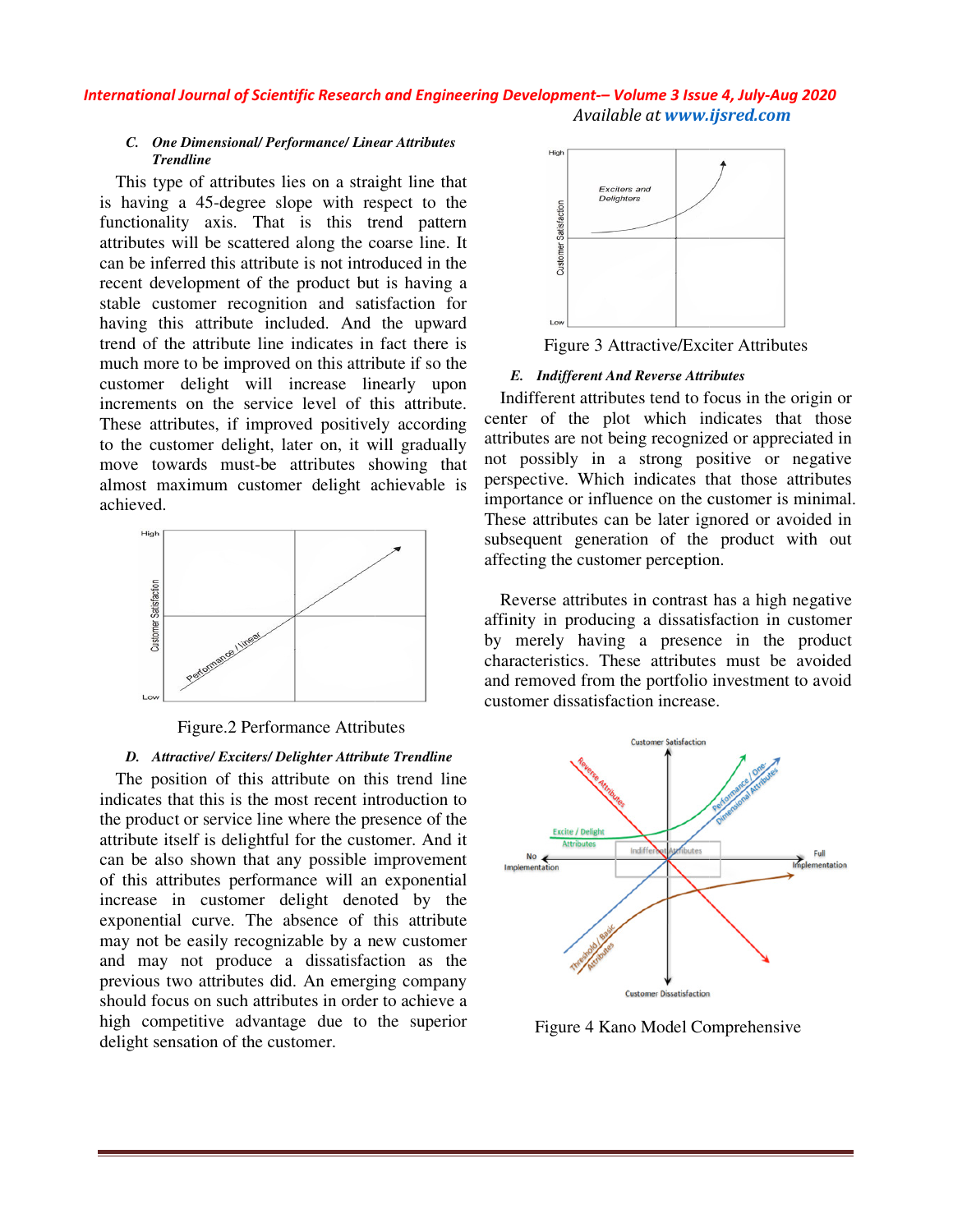### C. *One Dimensional/ Performance/ Linear Attributes Trendline*

This type of attributes lies on a straight line that is having a 45-degree slope with respect to the functionality axis. That is this trend pattern attributes will be scattered along the coarse line. It can be inferred this attribute is not introduced in the recent development of the product but is having a stable customer recognition and satisfaction for having this attribute included. And the upward trend of the attribute line indicates in fact there is much more to be improved on this attribute if so the customer delight will increase linearly upon increments on the service level of this attribute. These attributes, if improved positively according to the customer delight, later on, it will gradually move towards must-be attributes showing that almost maximum customer delight achievable is achieved.

Figure.2 Performance Attributes

### D. *Attractive/ Exciters/ Delighter Attribute Trendline*

The position of this attribute on this trend line indicates that this is the most recent introduction to the product or service line where the presence of the attribute itself is delightful for the customer. And it can be also shown that any possible improvement of this attributes performance will an exponential increase in customer delight denoted by the exponential curve. The absence of this attribute may not be easily recognizable by a new customer and may not produce a dissatisfaction as the previous two attributes did. An emerging company should focus on such attributes in order to achieve a high competitive advantage due to the superior delight sensation of the customer.

Figure 3 Attractive/Exciter Attributes

### E. *Indifferent And Reverse Attributes*

Indifferent attributes tend to focus in the origin or center of the plot which indicates that those attributes are not being recognized or appreciated in not possibly in a strong positive or negative perspective. Which indicates that those attributes importance or influence on the customer is minimal. These attributes can be later ignored or avoided in subsequent generation of the product with out affecting the customer perception.

Reverse attributes in contrast has a high negative affinity in producing a dissatisfaction in customer by merely having a presence in the product characteristics. These attributes must be avoided and removed from the portfolio investment to avoid customer dissatisfaction increase.

Figure 4 Kano Model Comprehensive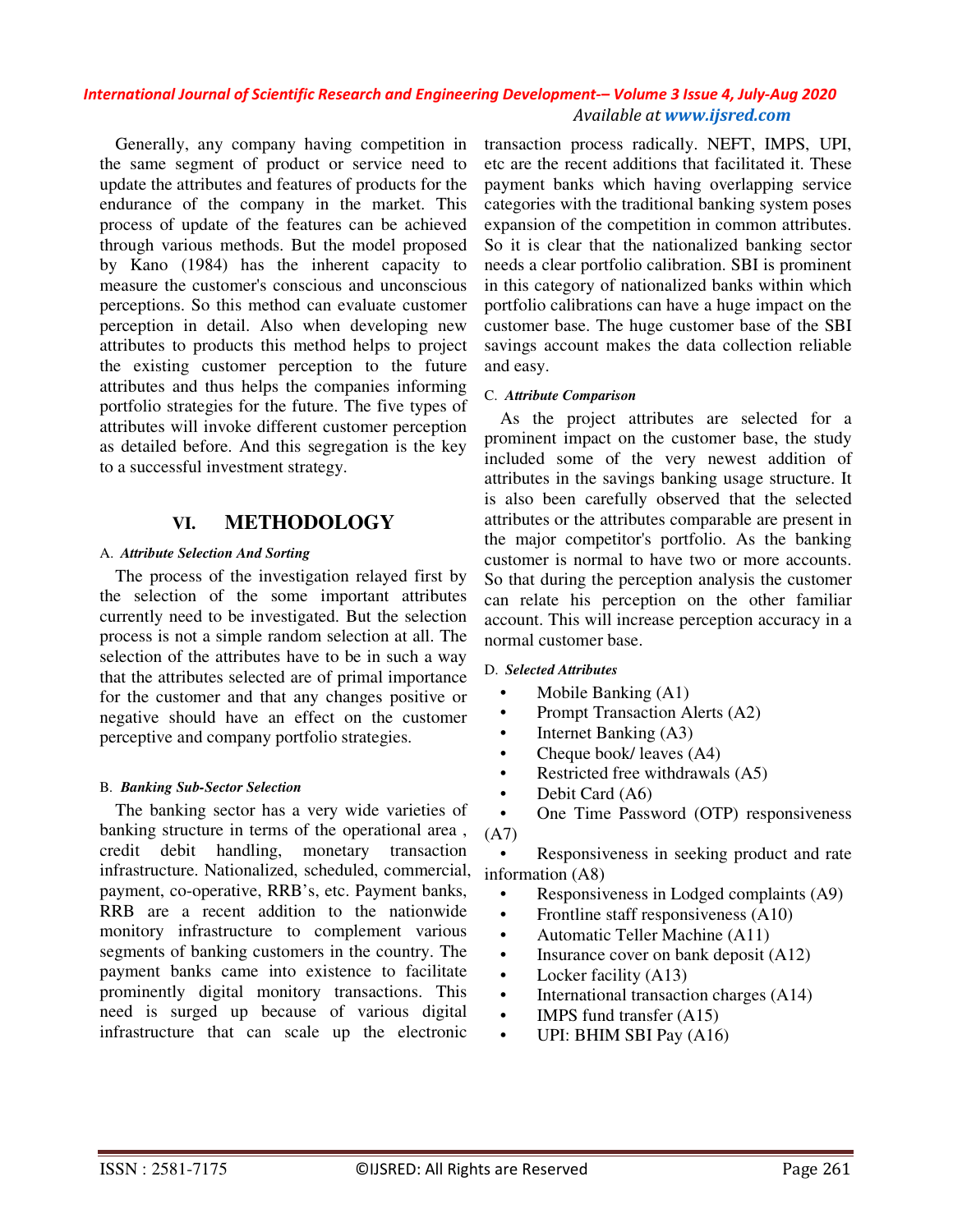Generally, any company having competition in the same segment of product or service need to update the attributes and features of products for the endurance of the company in the market. This process of update of the features can be achieved through various methods. But the model proposed by Kano (1984) has the inherent capacity to measure the customer's conscious and unconscious perceptions. So this method can evaluate customer perception in detail. Also when developing new attributes to products this method helps to project the existing customer perception to the future attributes and thus helps the companies informing portfolio strategies for the future. The five types of attributes will invoke different customer perception as detailed before. And this segregation is the key to a successful investment strategy.

## VI. METHODOLOGY

### A. *Attribute Selection And Sorting*

The process of the investigation relayed first by the selection of the some important attributes currently need to be investigated. But the selection process is not a simple random selection at all. The selection of the attributes have to be in such a way that the attributes selected are of primal importance for the customer and that any changes positive or negative should have an effect on the customer perceptive and company portfolio strategies.

### B. *Banking Sub-Sector Selection*

The banking sector has a very wide varieties of banking structure in terms of the operational area , credit debit handling, monetary transaction infrastructure. Nationalized, scheduled, commercial, payment, co-operative, RRB's, etc. Payment banks, RRB are a recent addition to the nationwide monitory infrastructure to complement various segments of banking customers in the country. The payment banks came into existence to facilitate prominently digital monitory transactions. This need is surged up because of various digital infrastructure that can scale up the electronic transaction process radically. NEFT, IMPS, UPI, etc are the recent additions that facilitated it. These payment banks which having overlapping service categories with the traditional banking system poses expansion of the competition in common attributes. So it is clear that the nationalized banking sector needs a clear portfolio calibration. SBI is prominent in this category of nationalized banks within which portfolio calibrations can have a huge impact on the customer base. The huge customer base of the SBI savings account makes the data collection reliable and easy.

### C. *Attribute Comparison*

As the project attributes are selected for a prominent impact on the customer base, the study included some of the very newest addition of attributes in the savings banking usage structure. It is also been carefully observed that the selected attributes or the attributes comparable are present in the major competitor's portfolio. As the banking customer is normal to have two or more accounts. So that during the perception analysis the customer can relate his perception on the other familiar account. This will increase perception accuracy in a normal customer base.

### D. *Selected Attributes*

- Mobile Banking (A1)
- Prompt Transaction Alerts (A2)
- Internet Banking (A3)
- Cheque book/ leaves (A4)
- Restricted free withdrawals (A5)
- Debit Card (A6)
- One Time Password (OTP) responsiveness (A7)
- Responsiveness in seeking product and rate information (A8)
- Responsiveness in Lodged complaints (A9)
- Frontline staff responsiveness (A10)
- Automatic Teller Machine (A11)
- Insurance cover on bank deposit (A12)
- Locker facility (A13)
- International transaction charges (A14)
- IMPS fund transfer (A15)
- UPI: BHIM SBI Pay (A16)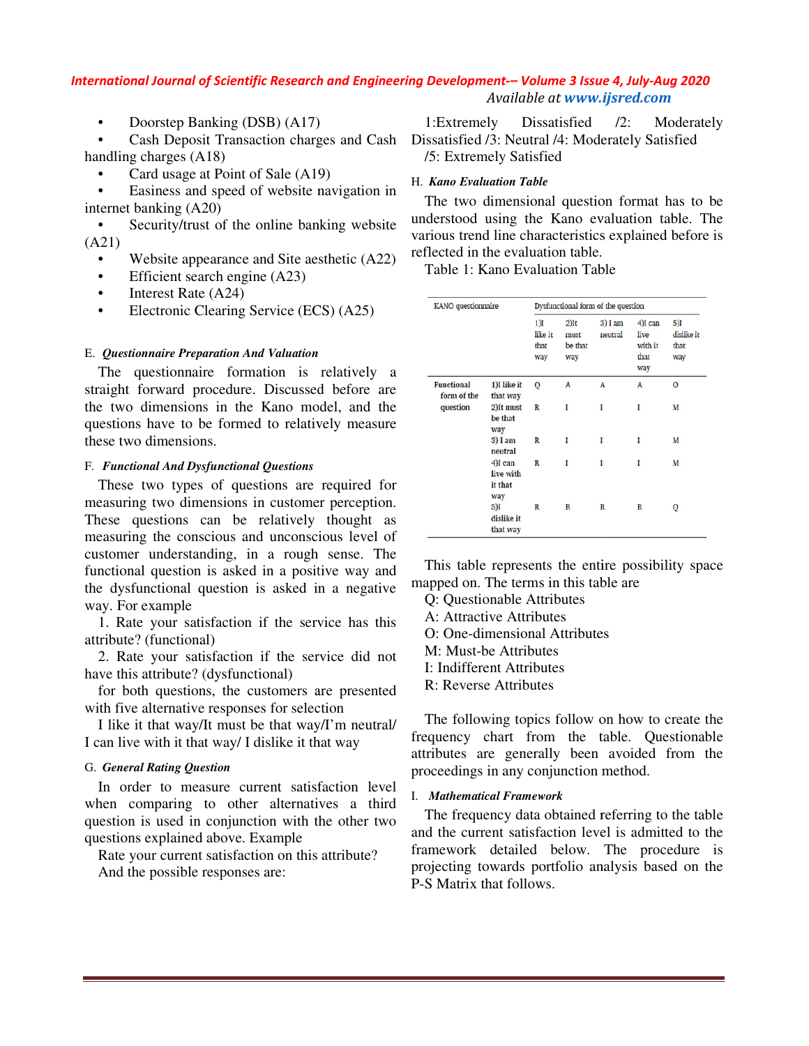- Doorstep Banking (DSB) (A17)
- Cash Deposit Transaction charges and Cash handling charges (A18)
- Card usage at Point of Sale (A19)
- Easiness and speed of website navigation in internet banking (A20)
- Security/trust of the online banking website (A21)
- Website appearance and Site aesthetic (A22)
- Efficient search engine (A23)
- Interest Rate (A24)
- Electronic Clearing Service (ECS) (A25)

### E. *Questionnaire Preparation And Valuation*

The questionnaire formation is relatively a straight forward procedure. Discussed before are the two dimensions in the Kano model, and the questions have to be formed to relatively measure these two dimensions.

### F. *Functional And Dysfunctional Questions*

These two types of questions are required for measuring two dimensions in customer perception. These questions can be relatively thought as measuring the conscious and unconscious level of customer understanding, in a rough sense. The functional question is asked in a positive way and the dysfunctional question is asked in a negative way. For example

1. Rate your satisfaction if the service has this attribute? (functional)
2. Rate your satisfaction if the service did not have this attribute? (dysfunctional)

for both questions, the customers are presented with five alternative responses for selection

I like it that way/It must be that way/I'm neutral/ I can live with it that way/ I dislike it that way

### G. *General Rating Question*

In order to measure current satisfaction level when comparing to other alternatives a third question is used in conjunction with the other two questions explained above. Example

Rate your current satisfaction on this attribute?

And the possible responses are:

1:Extremely Dissatisfied /2: Moderately Dissatisfied /3: Neutral /4: Moderately Satisfied /5: Extremely Satisfied

### H. *Kano Evaluation Table*

The two dimensional question format has to be understood using the Kano evaluation table. The various trend line characteristics explained before is reflected in the evaluation table.

Table 1: Kano Evaluation Table

| KANO questionnaire | | Dysfunctional form of the question | | | | |
|---|---|---|---|---|---|---|
| | | 1)I like it that way | 2)It must be that way | 3) I am neutral | 4)I can live with it that way | 5)I dislike it that way |
| Functional form of the question | 1)I like it that way | Q | A | A | A | O |
| | 2)It must be that way | R | I | I | I | M |
| | 3) I am neutral | R | I | I | I | M |
| | 4)I can live with it that way | R | I | I | I | M |
| | 5)I dislike it that way | R | R | R | R | Q |

This table represents the entire possibility space mapped on. The terms in this table are

Q: Questionable Attributes
A: Attractive Attributes
O: One-dimensional Attributes
M: Must-be Attributes
I: Indifferent Attributes
R: Reverse Attributes

The following topics follow on how to create the frequency chart from the table. Questionable attributes are generally been avoided from the proceedings in any conjunction method.

### I. *Mathematical Framework*

The frequency data obtained referring to the table and the current satisfaction level is admitted to the framework detailed below. The procedure is projecting towards portfolio analysis based on the P-S Matrix that follows.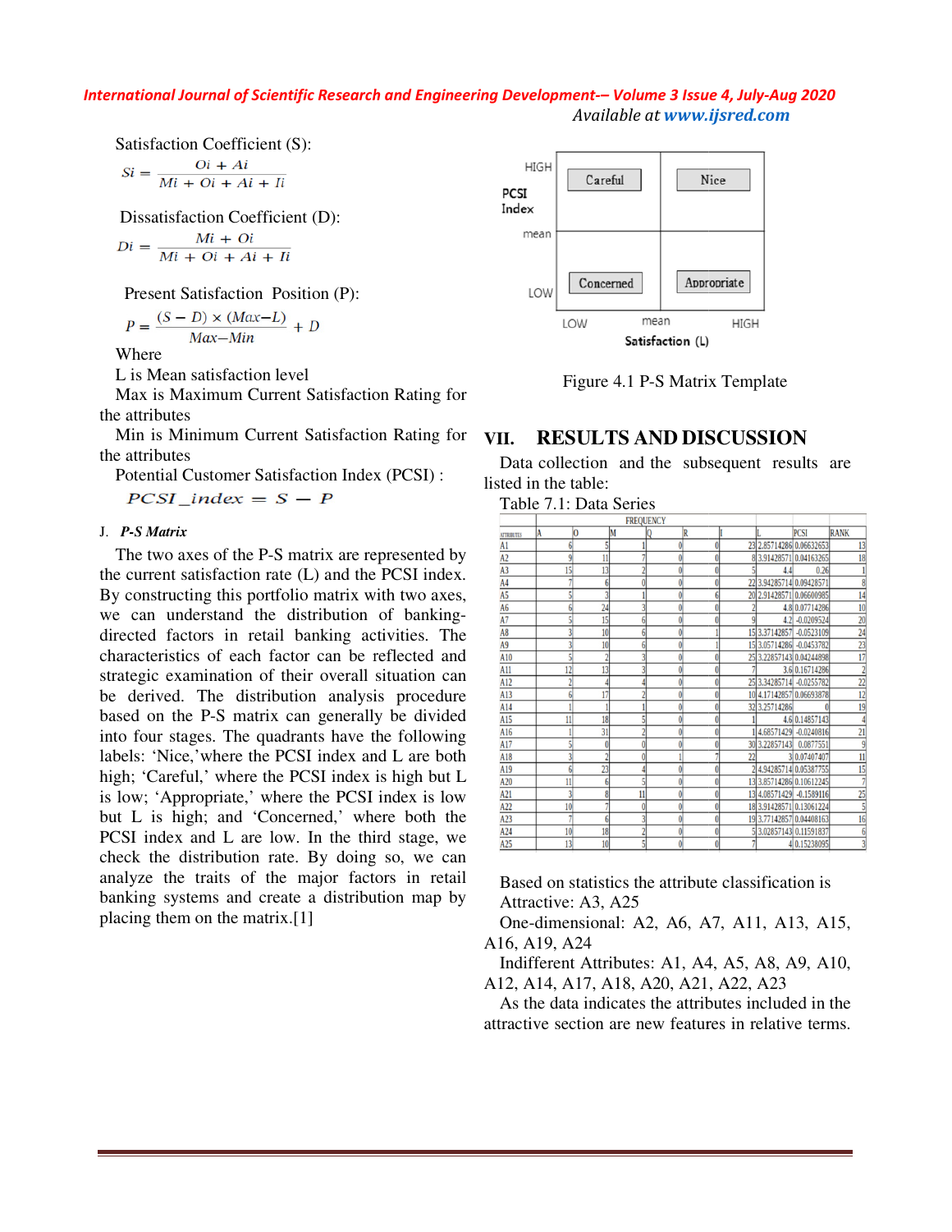Satisfaction Coefficient (S):

$$Si = \frac{Oi + Ai}{Mi + Oi + Ai + Ii}$$

Dissatisfaction Coefficient (D):

$$Di = \frac{Mi + Oi}{Mi + Oi + Ai + Ii}$$

Present Satisfaction Position (P):

$$P = \frac{(S - D) \times (Max - L)}{Max - Min} + D$$

Where

L is Mean satisfaction level

Max is Maximum Current Satisfaction Rating for the attributes

Min is Minimum Current Satisfaction Rating for the attributes

Potential Customer Satisfaction Index (PCSI) :

$$PCSI\_index = S - P$$

### J. *P-S Matrix*

The two axes of the P-S matrix are represented by the current satisfaction rate (L) and the PCSI index. By constructing this portfolio matrix with two axes, we can understand the distribution of banking-directed factors in retail banking activities. The characteristics of each factor can be reflected and strategic examination of their overall situation can be derived. The distribution analysis procedure based on the P-S matrix can generally be divided into four stages. The quadrants have the following labels: 'Nice,' where the PCSI index and L are both high; 'Careful,' where the PCSI index is high but L is low; 'Appropriate,' where the PCSI index is low but L is high; and 'Concerned,' where both the PCSI index and L are low. In the third stage, we check the distribution rate. By doing so, we can analyze the traits of the major factors in retail banking systems and create a distribution map by placing them on the matrix.[1]

| PCSI Index | LOW Satisfaction (L) | HIGH Satisfaction (L) |
|---|---|---|
| HIGH | Careful | Nice |
| LOW | Concerned | Appropriate |

Figure 4.1 P-S Matrix Template

## VII. RESULTS AND DISCUSSION

Data collection and the subsequent results are listed in the table:

Table 7.1: Data Series

| ATTRIBUTES | FREQUENCY | | | | | | | | |
|---|---|---|---|---|---|---|---|---|---|
| | A | O | M | Q | R | I | L | PCSI | RANK |
| A1 | 6 | 5 | 1 | 0 | 0 | 23 | 2.85714286 | 0.06632653 | 13 |
| A2 | 9 | 11 | 7 | 0 | 0 | 8 | 3.91428571 | 0.04163265 | 18 |
| A3 | 15 | 13 | 2 | 0 | 0 | 5 | 4.4 | 0.26 | 1 |
| A4 | 7 | 6 | 0 | 0 | 0 | 22 | 3.94285714 | 0.09428571 | 8 |
| A5 | 5 | 3 | 1 | 0 | 6 | 20 | 2.91428571 | 0.06600985 | 14 |
| A6 | 6 | 24 | 3 | 0 | 0 | 2 | 4.8 | 0.07714286 | 10 |
| A7 | 5 | 15 | 6 | 0 | 0 | 9 | 4.2 | -0.0209524 | 20 |
| A8 | 3 | 10 | 6 | 0 | 1 | 15 | 3.37142857 | -0.0523109 | 24 |
| A9 | 3 | 10 | 6 | 0 | 1 | 15 | 3.05714286 | -0.0453782 | 23 |
| A10 | 5 | 2 | 3 | 0 | 0 | 25 | 3.22857143 | 0.04244898 | 17 |
| A11 | 12 | 13 | 3 | 0 | 0 | 7 | 3.6 | 0.16714286 | 2 |
| A12 | 2 | 4 | 4 | 0 | 0 | 25 | 3.34285714 | -0.0255782 | 22 |
| A13 | 6 | 17 | 2 | 0 | 0 | 10 | 4.17142857 | 0.06693878 | 12 |
| A14 | 1 | 1 | 1 | 0 | 0 | 32 | 3.25714286 | 0 | 19 |
| A15 | 11 | 18 | 5 | 0 | 0 | 1 | 4.6 | 0.14857143 | 4 |
| A16 | 1 | 31 | 2 | 0 | 0 | 1 | 4.68571429 | -0.0240816 | 21 |
| A17 | 5 | 0 | 0 | 0 | 0 | 30 | 3.22857143 | 0.0877551 | 9 |
| A18 | 3 | 2 | 0 | 1 | 7 | 22 | 3 | 0.07407407 | 11 |
| A19 | 6 | 23 | 4 | 0 | 0 | 2 | 4.94285714 | 0.05387755 | 15 |
| A20 | 11 | 6 | 5 | 0 | 0 | 13 | 3.85714286 | 0.10612245 | 7 |
| A21 | 3 | 8 | 11 | 0 | 0 | 13 | 4.08571429 | -0.1589116 | 25 |
| A22 | 10 | 7 | 0 | 0 | 0 | 18 | 3.91428571 | 0.13061224 | 5 |
| A23 | 7 | 6 | 3 | 0 | 0 | 19 | 3.77142857 | 0.04408163 | 16 |
| A24 | 10 | 18 | 2 | 0 | 0 | 5 | 3.02857143 | 0.11591837 | 6 |
| A25 | 13 | 10 | 5 | 0 | 0 | 7 | 4 | 0.15238095 | 3 |

Based on statistics the attribute classification is

Attractive: A3, A25

One-dimensional: A2, A6, A7, A11, A13, A15, A16, A19, A24

Indifferent Attributes: A1, A4, A5, A8, A9, A10, A12, A14, A17, A18, A20, A21, A22, A23

As the data indicates the attributes included in the attractive section are new features in relative terms.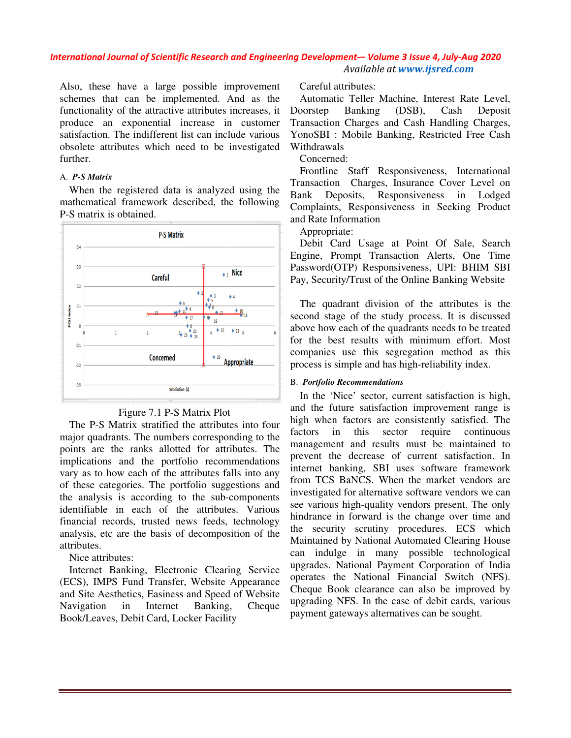Also, these have a large possible improvement schemes that can be implemented. And as the functionality of the attractive attributes increases, it produce an exponential increase in customer satisfaction. The indifferent list can include various obsolete attributes which need to be investigated further.

### A. *P-S Matrix*

When the registered data is analyzed using the mathematical framework described, the following P-S matrix is obtained.

Figure 7.1 P-S Matrix Plot

The P-S Matrix stratified the attributes into four major quadrants. The numbers corresponding to the points are the ranks allotted for attributes. The implications and the portfolio recommendations vary as to how each of the attributes falls into any of these categories. The portfolio suggestions and the analysis is according to the sub-components identifiable in each of the attributes. Various financial records, trusted news feeds, technology analysis, etc are the basis of decomposition of the attributes.

Nice attributes:

Internet Banking, Electronic Clearing Service (ECS), IMPS Fund Transfer, Website Appearance and Site Aesthetics, Easiness and Speed of Website Navigation in Internet Banking, Cheque Book/Leaves, Debit Card, Locker Facility

Careful attributes:

Automatic Teller Machine, Interest Rate Level, Doorstep Banking (DSB), Cash Deposit Transaction Charges and Cash Handling Charges, YonoSBI : Mobile Banking, Restricted Free Cash Withdrawals

Concerned:

Frontline Staff Responsiveness, International Transaction Charges, Insurance Cover Level on Bank Deposits, Responsiveness in Lodged Complaints, Responsiveness in Seeking Product and Rate Information

Appropriate:

Debit Card Usage at Point Of Sale, Search Engine, Prompt Transaction Alerts, One Time Password(OTP) Responsiveness, UPI: BHIM SBI Pay, Security/Trust of the Online Banking Website

The quadrant division of the attributes is the second stage of the study process. It is discussed above how each of the quadrants needs to be treated for the best results with minimum effort. Most companies use this segregation method as this process is simple and has high-reliability index.

### B. *Portfolio Recommendations*

In the 'Nice' sector, current satisfaction is high, and the future satisfaction improvement range is high when factors are consistently satisfied. The factors in this sector require continuous management and results must be maintained to prevent the decrease of current satisfaction. In internet banking, SBI uses software framework from TCS BaNCS. When the market vendors are investigated for alternative software vendors we can see various high-quality vendors present. The only hindrance in forward is the change over time and the security scrutiny procedures. ECS which Maintained by National Automated Clearing House can indulge in many possible technological upgrades. National Payment Corporation of India operates the National Financial Switch (NFS). Cheque Book clearance can also be improved by upgrading NFS. In the case of debit cards, various payment gateways alternatives can be sought.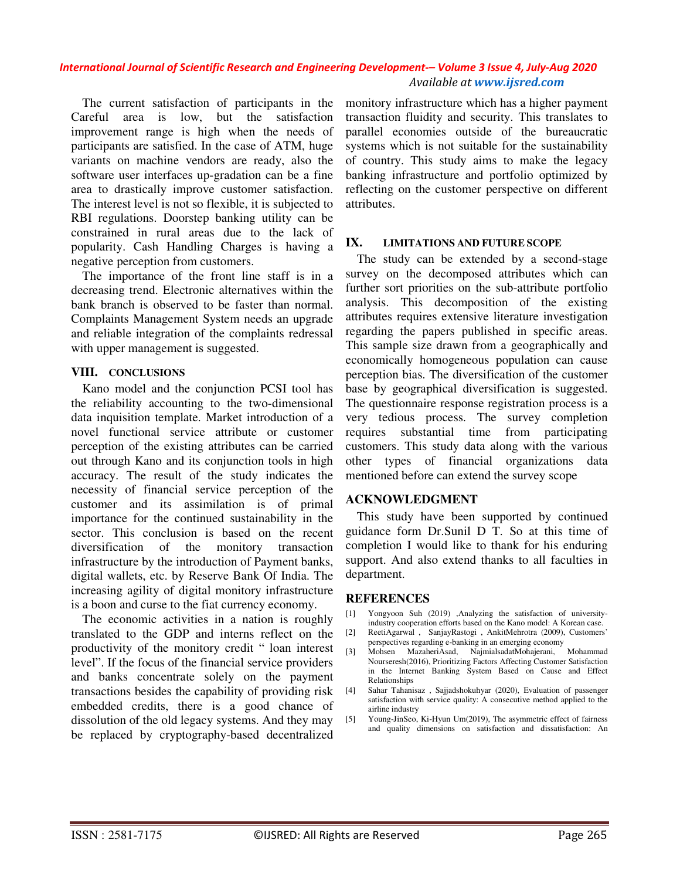The current satisfaction of participants in the Careful area is low, but the satisfaction improvement range is high when the needs of participants are satisfied. In the case of ATM, huge variants on machine vendors are ready, also the software user interfaces up-gradation can be a fine area to drastically improve customer satisfaction. The interest level is not so flexible, it is subjected to RBI regulations. Doorstep banking utility can be constrained in rural areas due to the lack of popularity. Cash Handling Charges is having a negative perception from customers.

The importance of the front line staff is in a decreasing trend. Electronic alternatives within the bank branch is observed to be faster than normal. Complaints Management System needs an upgrade and reliable integration of the complaints redressal with upper management is suggested.

## VIII. CONCLUSIONS

Kano model and the conjunction PCSI tool has the reliability accounting to the two-dimensional data inquisition template. Market introduction of a novel functional service attribute or customer perception of the existing attributes can be carried out through Kano and its conjunction tools in high accuracy. The result of the study indicates the necessity of financial service perception of the customer and its assimilation is of primal importance for the continued sustainability in the sector. This conclusion is based on the recent diversification of the monitory transaction infrastructure by the introduction of Payment banks, digital wallets, etc. by Reserve Bank Of India. The increasing agility of digital monitory infrastructure is a boon and curse to the fiat currency economy.

The economic activities in a nation is roughly translated to the GDP and interns reflect on the productivity of the monitory credit " loan interest level". If the focus of the financial service providers and banks concentrate solely on the payment transactions besides the capability of providing risk embedded credits, there is a good chance of dissolution of the old legacy systems. And they may be replaced by cryptography-based decentralized monitory infrastructure which has a higher payment transaction fluidity and security. This translates to parallel economies outside of the bureaucratic systems which is not suitable for the sustainability of country. This study aims to make the legacy banking infrastructure and portfolio optimized by reflecting on the customer perspective on different attributes.

## IX. LIMITATIONS AND FUTURE SCOPE

The study can be extended by a second-stage survey on the decomposed attributes which can further sort priorities on the sub-attribute portfolio analysis. This decomposition of the existing attributes requires extensive literature investigation regarding the papers published in specific areas. This sample size drawn from a geographically and economically homogeneous population can cause perception bias. The diversification of the customer base by geographical diversification is suggested. The questionnaire response registration process is a very tedious process. The survey completion requires substantial time from participating customers. This study data along with the various other types of financial organizations data mentioned before can extend the survey scope

## ACKNOWLEDGMENT

This study have been supported by continued guidance form Dr.Sunil D T. So at this time of completion I would like to thank for his enduring support. And also extend thanks to all faculties in department.

## REFERENCES

[1] Yongyoon Suh (2019) ,Analyzing the satisfaction of university-industry cooperation efforts based on the Kano model: A Korean case.

[2] ReetiAgarwal , SanjayRastogi , AnkitMehrotra (2009), Customers' perspectives regarding e-banking in an emerging economy

[3] Mohsen MazaheriAsad, NajmialsadatMohajerani, Mohammad Nourseresh(2016), Prioritizing Factors Affecting Customer Satisfaction in the Internet Banking System Based on Cause and Effect Relationships

[4] Sahar Tahanisaz , Sajjadshokuhyar (2020), Evaluation of passenger satisfaction with service quality: A consecutive method applied to the airline industry

[5] Young-JinSeo, Ki-Hyun Um(2019), The asymmetric effect of fairness and quality dimensions on satisfaction and dissatisfaction: An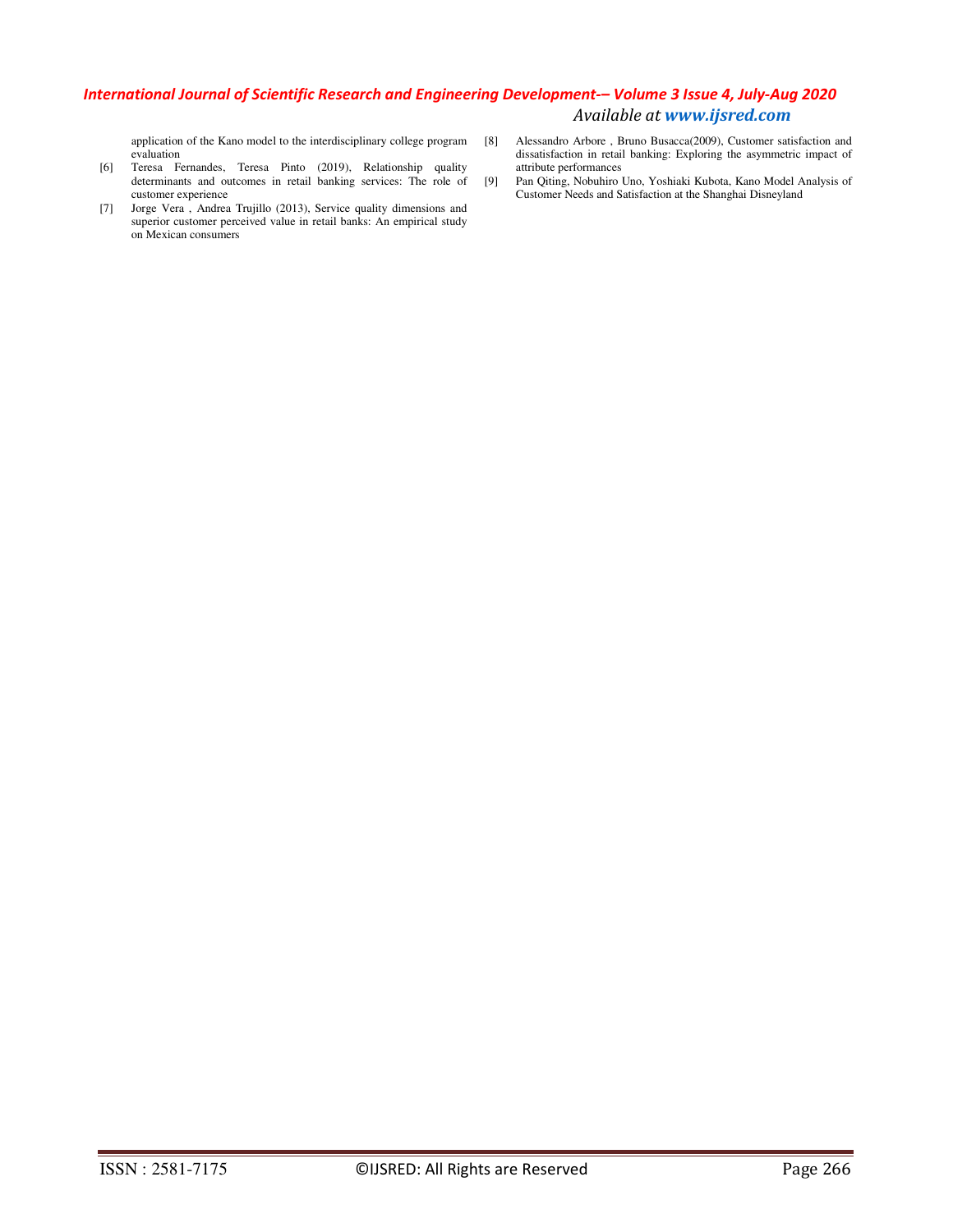application of the Kano model to the interdisciplinary college program evaluation

[6] Teresa Fernandes, Teresa Pinto (2019), Relationship quality determinants and outcomes in retail banking services: The role of customer experience

[7] Jorge Vera , Andrea Trujillo (2013), Service quality dimensions and superior customer perceived value in retail banks: An empirical study on Mexican consumers

[8] Alessandro Arbore , Bruno Busacca(2009), Customer satisfaction and dissatisfaction in retail banking: Exploring the asymmetric impact of attribute performances

[9] Pan Qiting, Nobuhiro Uno, Yoshiaki Kubota, Kano Model Analysis of Customer Needs and Satisfaction at the Shanghai Disneyland